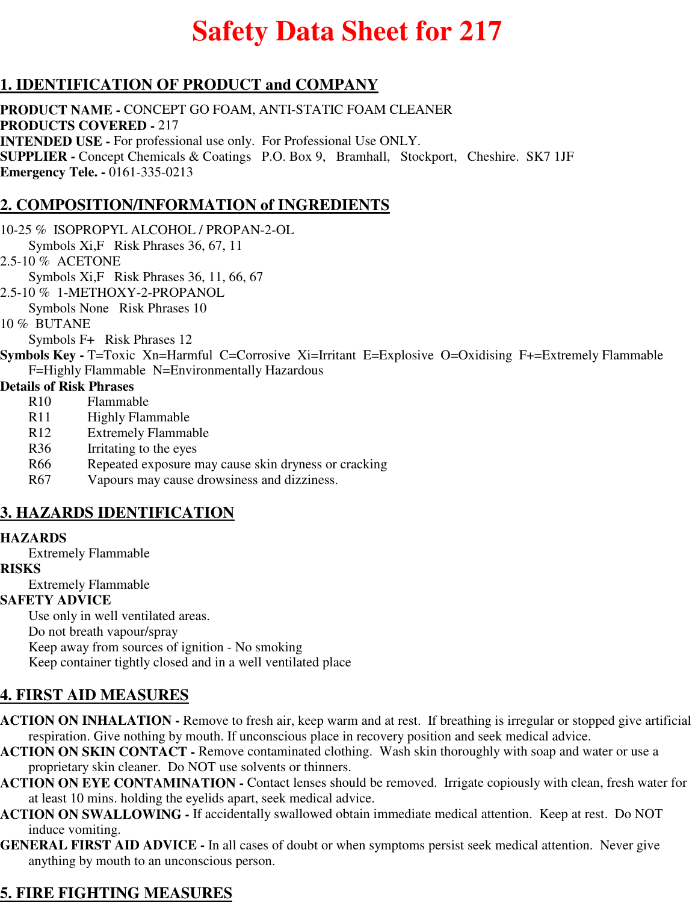# Safety Data Sheet for 217

## 1. IDENTIFICATION OF PRODUCT and COMPANY

**PRODUCT NAME -** CONCEPT GO FOAM, ANTI-STATIC FOAM CLEANER
**PRODUCTS COVERED -** 217
**INTENDED USE -** For professional use only. For Professional Use ONLY.
**SUPPLIER -** Concept Chemicals & Coatings P.O. Box 9, Bramhall, Stockport, Cheshire. SK7 1JF
**Emergency Tele. -** 0161-335-0213

## 2. COMPOSITION/INFORMATION of INGREDIENTS

10-25 % ISOPROPYL ALCOHOL / PROPAN-2-OL
Symbols Xi,F Risk Phrases 36, 67, 11
2.5-10 % ACETONE
Symbols Xi,F Risk Phrases 36, 11, 66, 67
2.5-10 % 1-METHOXY-2-PROPANOL
Symbols None Risk Phrases 10
10 % BUTANE
Symbols F+ Risk Phrases 12

**Symbols Key -** T=Toxic Xn=Harmful C=Corrosive Xi=Irritant E=Explosive O=Oxidising F+=Extremely Flammable F=Highly Flammable N=Environmentally Hazardous

**Details of Risk Phrases**
- R10 Flammable
- R11 Highly Flammable
- R12 Extremely Flammable
- R36 Irritating to the eyes
- R66 Repeated exposure may cause skin dryness or cracking
- R67 Vapours may cause drowsiness and dizziness.

## 3. HAZARDS IDENTIFICATION

**HAZARDS**
Extremely Flammable

**RISKS**
Extremely Flammable

**SAFETY ADVICE**
Use only in well ventilated areas.
Do not breath vapour/spray
Keep away from sources of ignition - No smoking
Keep container tightly closed and in a well ventilated place

## 4. FIRST AID MEASURES

**ACTION ON INHALATION -** Remove to fresh air, keep warm and at rest. If breathing is irregular or stopped give artificial respiration. Give nothing by mouth. If unconscious place in recovery position and seek medical advice.
**ACTION ON SKIN CONTACT -** Remove contaminated clothing. Wash skin thoroughly with soap and water or use a proprietary skin cleaner. Do NOT use solvents or thinners.
**ACTION ON EYE CONTAMINATION -** Contact lenses should be removed. Irrigate copiously with clean, fresh water for at least 10 mins. holding the eyelids apart, seek medical advice.
**ACTION ON SWALLOWING -** If accidentally swallowed obtain immediate medical attention. Keep at rest. Do NOT induce vomiting.
**GENERAL FIRST AID ADVICE -** In all cases of doubt or when symptoms persist seek medical attention. Never give anything by mouth to an unconscious person.

## 5. FIRE FIGHTING MEASURES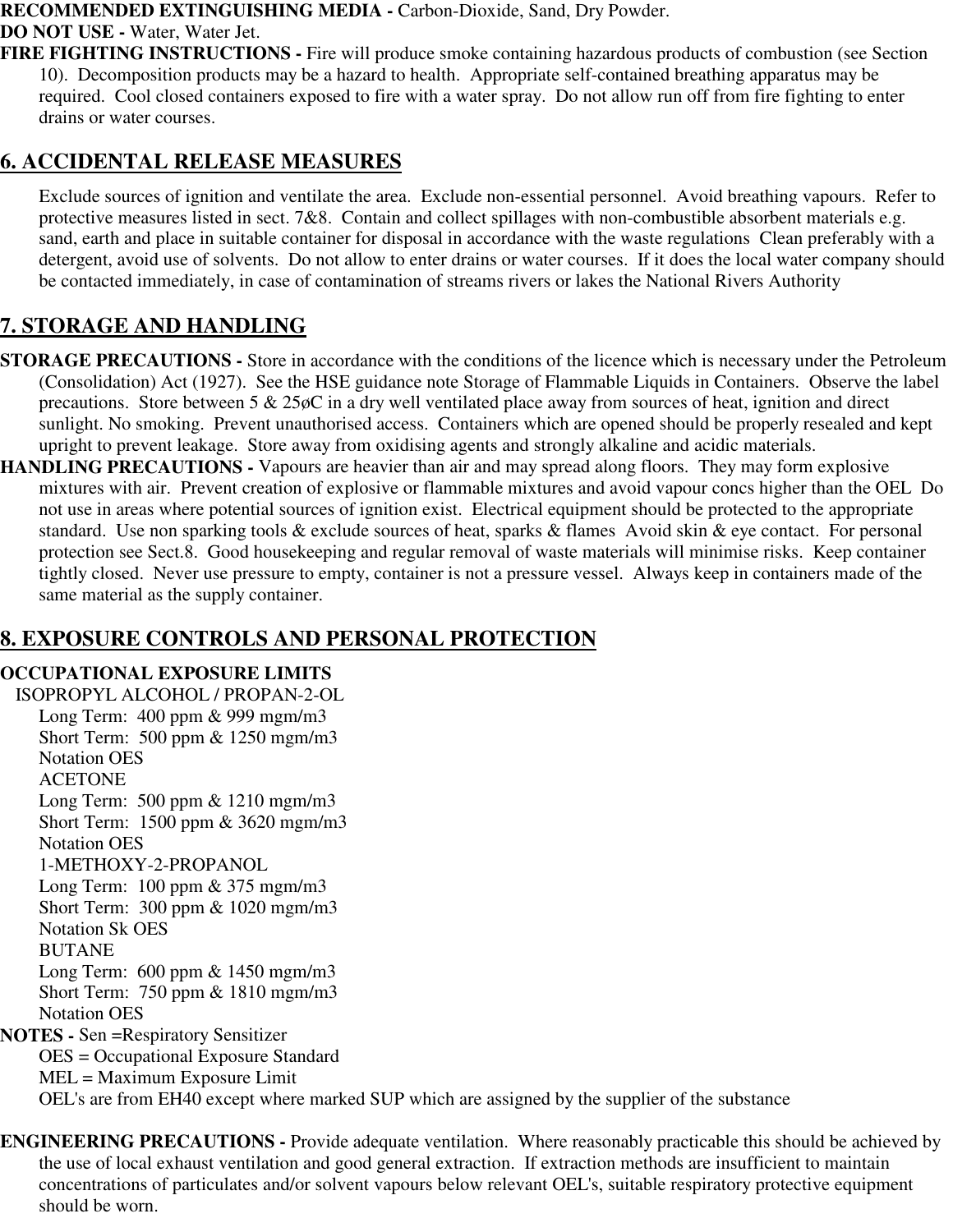**RECOMMENDED EXTINGUISHING MEDIA -** Carbon-Dioxide, Sand, Dry Powder.

**DO NOT USE -** Water, Water Jet.

**FIRE FIGHTING INSTRUCTIONS -** Fire will produce smoke containing hazardous products of combustion (see Section 10). Decomposition products may be a hazard to health. Appropriate self-contained breathing apparatus may be required. Cool closed containers exposed to fire with a water spray. Do not allow run off from fire fighting to enter drains or water courses.

## 6. ACCIDENTAL RELEASE MEASURES

Exclude sources of ignition and ventilate the area. Exclude non-essential personnel. Avoid breathing vapours. Refer to protective measures listed in sect. 7&8. Contain and collect spillages with non-combustible absorbent materials e.g. sand, earth and place in suitable container for disposal in accordance with the waste regulations Clean preferably with a detergent, avoid use of solvents. Do not allow to enter drains or water courses. If it does the local water company should be contacted immediately, in case of contamination of streams rivers or lakes the National Rivers Authority

## 7. STORAGE AND HANDLING

**STORAGE PRECAUTIONS -** Store in accordance with the conditions of the licence which is necessary under the Petroleum (Consolidation) Act (1927). See the HSE guidance note Storage of Flammable Liquids in Containers. Observe the label precautions. Store between 5 & 25øC in a dry well ventilated place away from sources of heat, ignition and direct sunlight. No smoking. Prevent unauthorised access. Containers which are opened should be properly resealed and kept upright to prevent leakage. Store away from oxidising agents and strongly alkaline and acidic materials.

**HANDLING PRECAUTIONS -** Vapours are heavier than air and may spread along floors. They may form explosive mixtures with air. Prevent creation of explosive or flammable mixtures and avoid vapour concs higher than the OEL Do not use in areas where potential sources of ignition exist. Electrical equipment should be protected to the appropriate standard. Use non sparking tools & exclude sources of heat, sparks & flames Avoid skin & eye contact. For personal protection see Sect.8. Good housekeeping and regular removal of waste materials will minimise risks. Keep container tightly closed. Never use pressure to empty, container is not a pressure vessel. Always keep in containers made of the same material as the supply container.

## 8. EXPOSURE CONTROLS AND PERSONAL PROTECTION

**OCCUPATIONAL EXPOSURE LIMITS**

ISOPROPYL ALCOHOL / PROPAN-2-OL
Long Term: 400 ppm & 999 mgm/m3
Short Term: 500 ppm & 1250 mgm/m3
Notation OES

ACETONE
Long Term: 500 ppm & 1210 mgm/m3
Short Term: 1500 ppm & 3620 mgm/m3
Notation OES

1-METHOXY-2-PROPANOL
Long Term: 100 ppm & 375 mgm/m3
Short Term: 300 ppm & 1020 mgm/m3
Notation Sk OES

BUTANE
Long Term: 600 ppm & 1450 mgm/m3
Short Term: 750 ppm & 1810 mgm/m3
Notation OES

**NOTES -** Sen =Respiratory Sensitizer
OES = Occupational Exposure Standard
MEL = Maximum Exposure Limit
OEL's are from EH40 except where marked SUP which are assigned by the supplier of the substance

**ENGINEERING PRECAUTIONS -** Provide adequate ventilation. Where reasonably practicable this should be achieved by the use of local exhaust ventilation and good general extraction. If extraction methods are insufficient to maintain concentrations of particulates and/or solvent vapours below relevant OEL's, suitable respiratory protective equipment should be worn.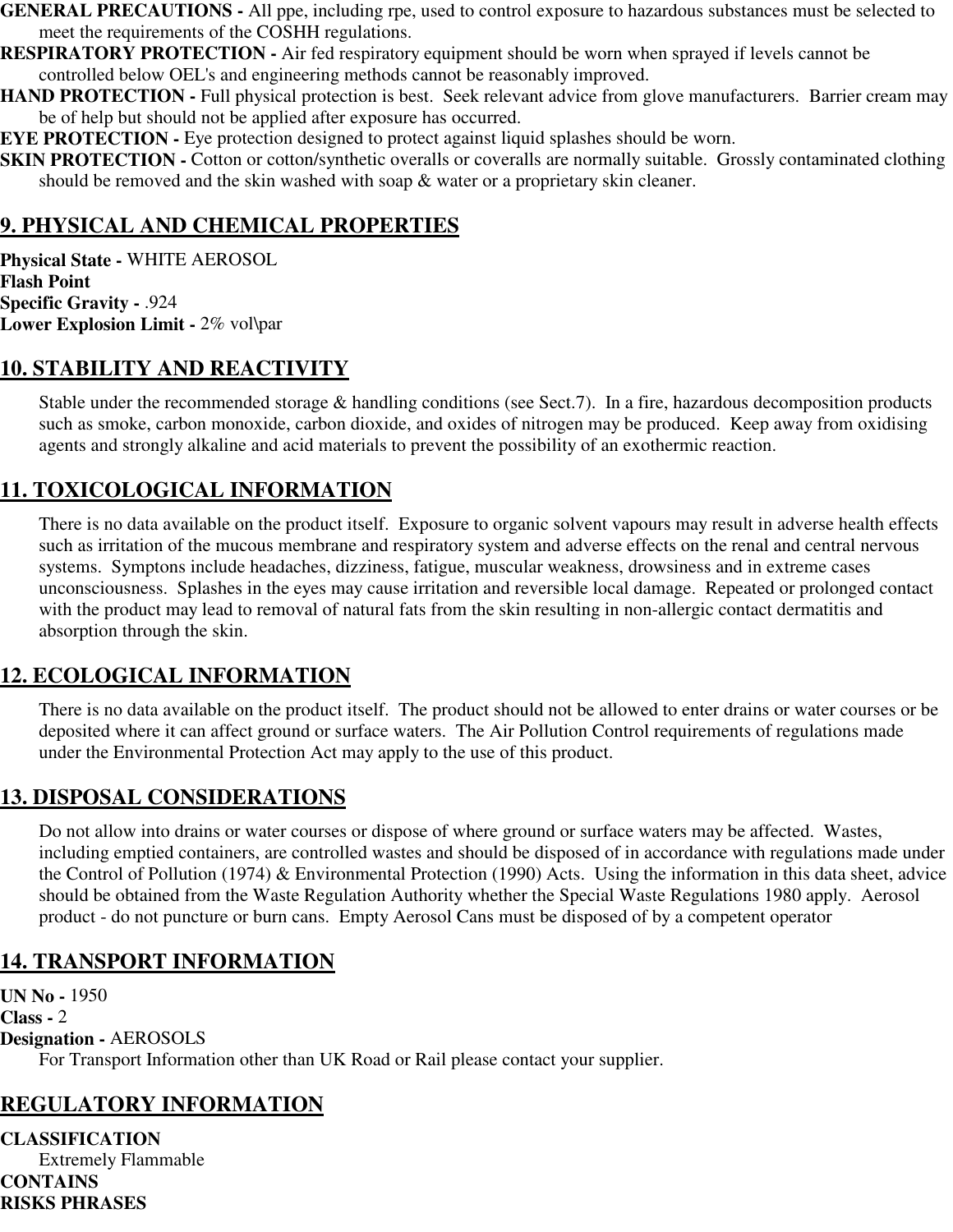**GENERAL PRECAUTIONS -** All ppe, including rpe, used to control exposure to hazardous substances must be selected to meet the requirements of the COSHH regulations.

**RESPIRATORY PROTECTION -** Air fed respiratory equipment should be worn when sprayed if levels cannot be controlled below OEL's and engineering methods cannot be reasonably improved.

**HAND PROTECTION -** Full physical protection is best. Seek relevant advice from glove manufacturers. Barrier cream may be of help but should not be applied after exposure has occurred.

**EYE PROTECTION -** Eye protection designed to protect against liquid splashes should be worn.

**SKIN PROTECTION -** Cotton or cotton/synthetic overalls or coveralls are normally suitable. Grossly contaminated clothing should be removed and the skin washed with soap & water or a proprietary skin cleaner.

## 9. PHYSICAL AND CHEMICAL PROPERTIES

**Physical State -** WHITE AEROSOL
**Flash Point**
**Specific Gravity -** .924
**Lower Explosion Limit -** 2% vol\par

## 10. STABILITY AND REACTIVITY

Stable under the recommended storage & handling conditions (see Sect.7). In a fire, hazardous decomposition products such as smoke, carbon monoxide, carbon dioxide, and oxides of nitrogen may be produced. Keep away from oxidising agents and strongly alkaline and acid materials to prevent the possibility of an exothermic reaction.

## 11. TOXICOLOGICAL INFORMATION

There is no data available on the product itself. Exposure to organic solvent vapours may result in adverse health effects such as irritation of the mucous membrane and respiratory system and adverse effects on the renal and central nervous systems. Symptons include headaches, dizziness, fatigue, muscular weakness, drowsiness and in extreme cases unconsciousness. Splashes in the eyes may cause irritation and reversible local damage. Repeated or prolonged contact with the product may lead to removal of natural fats from the skin resulting in non-allergic contact dermatitis and absorption through the skin.

## 12. ECOLOGICAL INFORMATION

There is no data available on the product itself. The product should not be allowed to enter drains or water courses or be deposited where it can affect ground or surface waters. The Air Pollution Control requirements of regulations made under the Environmental Protection Act may apply to the use of this product.

## 13. DISPOSAL CONSIDERATIONS

Do not allow into drains or water courses or dispose of where ground or surface waters may be affected. Wastes, including emptied containers, are controlled wastes and should be disposed of in accordance with regulations made under the Control of Pollution (1974) & Environmental Protection (1990) Acts. Using the information in this data sheet, advice should be obtained from the Waste Regulation Authority whether the Special Waste Regulations 1980 apply. Aerosol product - do not puncture or burn cans. Empty Aerosol Cans must be disposed of by a competent operator

## 14. TRANSPORT INFORMATION

**UN No -** 1950
**Class -** 2
**Designation -** AEROSOLS

For Transport Information other than UK Road or Rail please contact your supplier.

## REGULATORY INFORMATION

**CLASSIFICATION**

Extremely Flammable

**CONTAINS**

**RISKS PHRASES**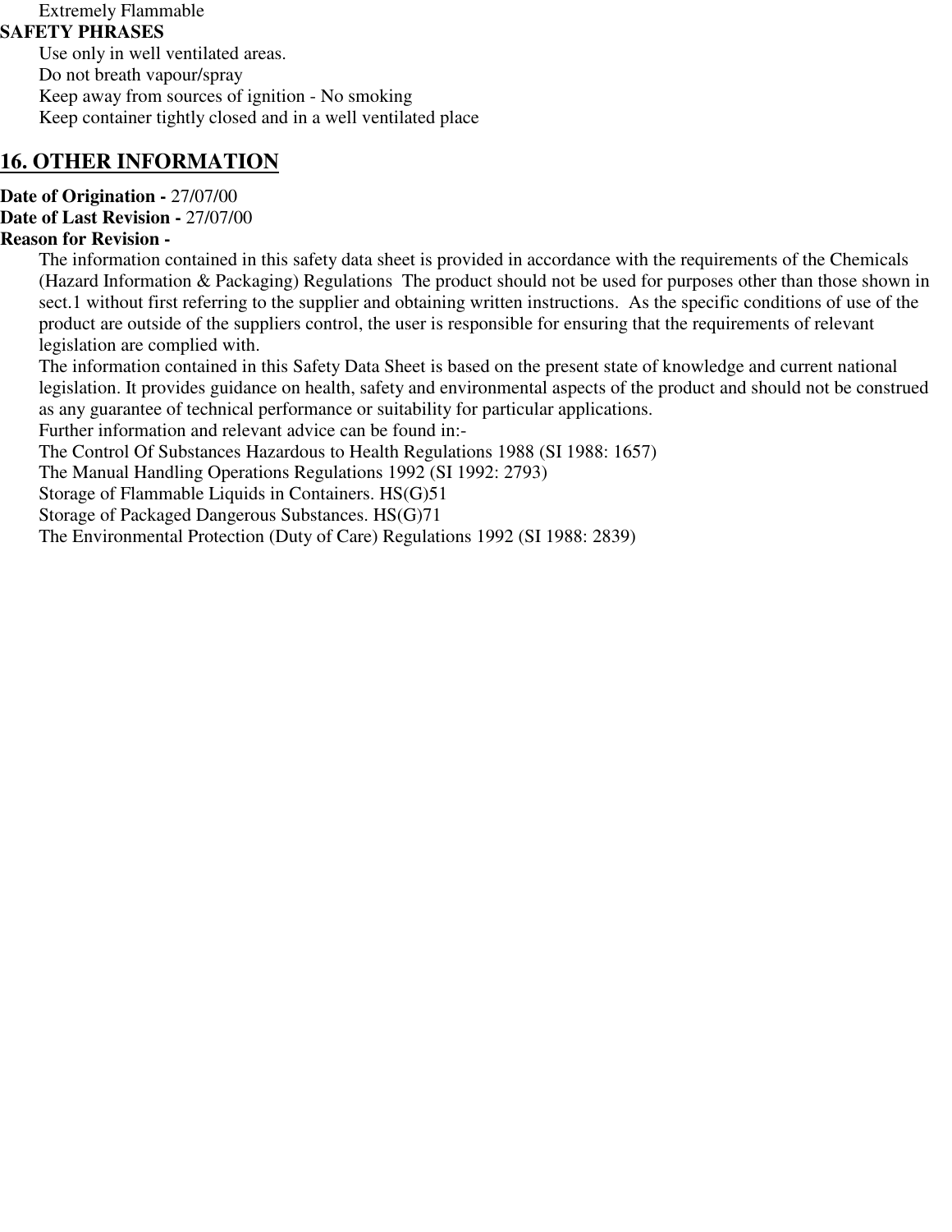Extremely Flammable

**SAFETY PHRASES**

Use only in well ventilated areas.
Do not breath vapour/spray
Keep away from sources of ignition - No smoking
Keep container tightly closed and in a well ventilated place

## 16. OTHER INFORMATION

**Date of Origination -** 27/07/00
**Date of Last Revision -** 27/07/00
**Reason for Revision -**

The information contained in this safety data sheet is provided in accordance with the requirements of the Chemicals (Hazard Information & Packaging) Regulations The product should not be used for purposes other than those shown in sect.1 without first referring to the supplier and obtaining written instructions. As the specific conditions of use of the product are outside of the suppliers control, the user is responsible for ensuring that the requirements of relevant legislation are complied with.
The information contained in this Safety Data Sheet is based on the present state of knowledge and current national legislation. It provides guidance on health, safety and environmental aspects of the product and should not be construed as any guarantee of technical performance or suitability for particular applications.
Further information and relevant advice can be found in:-
The Control Of Substances Hazardous to Health Regulations 1988 (SI 1988: 1657)
The Manual Handling Operations Regulations 1992 (SI 1992: 2793)
Storage of Flammable Liquids in Containers. HS(G)51
Storage of Packaged Dangerous Substances. HS(G)71
The Environmental Protection (Duty of Care) Regulations 1992 (SI 1988: 2839)